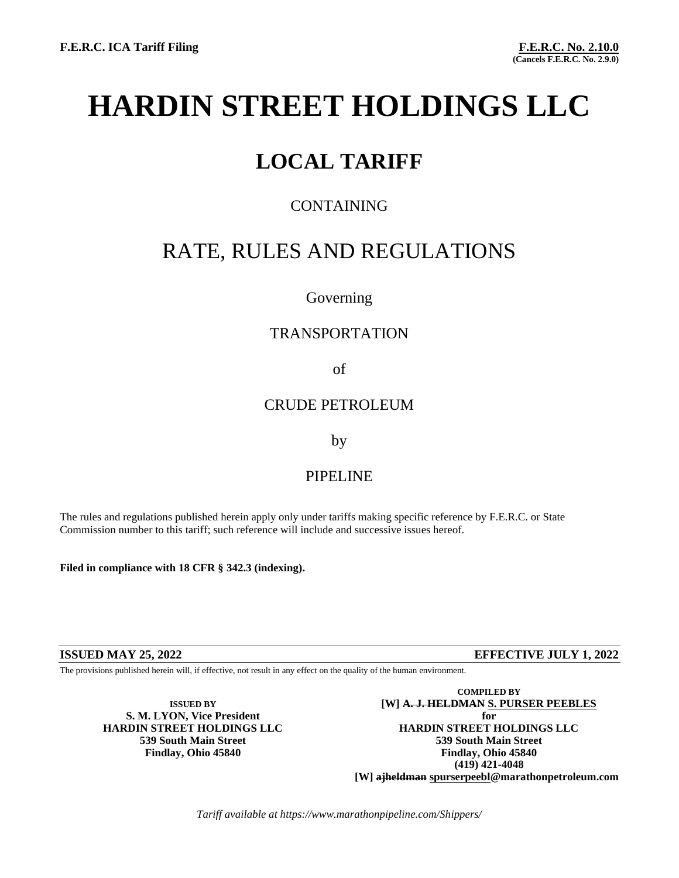**F.E.R.C. ICA Tariff Filing**

**F.E.R.C. No. 2.10.0**
**(Cancels F.E.R.C. No. 2.9.0)**

# HARDIN STREET HOLDINGS LLC

## LOCAL TARIFF

CONTAINING

RATE, RULES AND REGULATIONS

Governing

TRANSPORTATION

of

CRUDE PETROLEUM

by

PIPELINE

The rules and regulations published herein apply only under tariffs making specific reference by F.E.R.C. or State Commission number to this tariff; such reference will include and successive issues hereof.

**Filed in compliance with 18 CFR § 342.3 (indexing).**

**ISSUED MAY 25, 2022** **EFFECTIVE JULY 1, 2022**

The provisions published herein will, if effective, not result in any effect on the quality of the human environment.

**ISSUED BY**
**S. M. LYON, Vice President**
**HARDIN STREET HOLDINGS LLC**
**539 South Main Street**
**Findlay, Ohio 45840**

**COMPILED BY**
**[W] ~~A. J. HELDMAN~~ S. PURSER PEEBLES**
**for**
**HARDIN STREET HOLDINGS LLC**
**539 South Main Street**
**Findlay, Ohio 45840**
**(419) 421-4048**
**[W] ~~ajheldman~~ spurserpeebl@marathonpetroleum.com**

*Tariff available at https://www.marathonpipeline.com/Shippers/*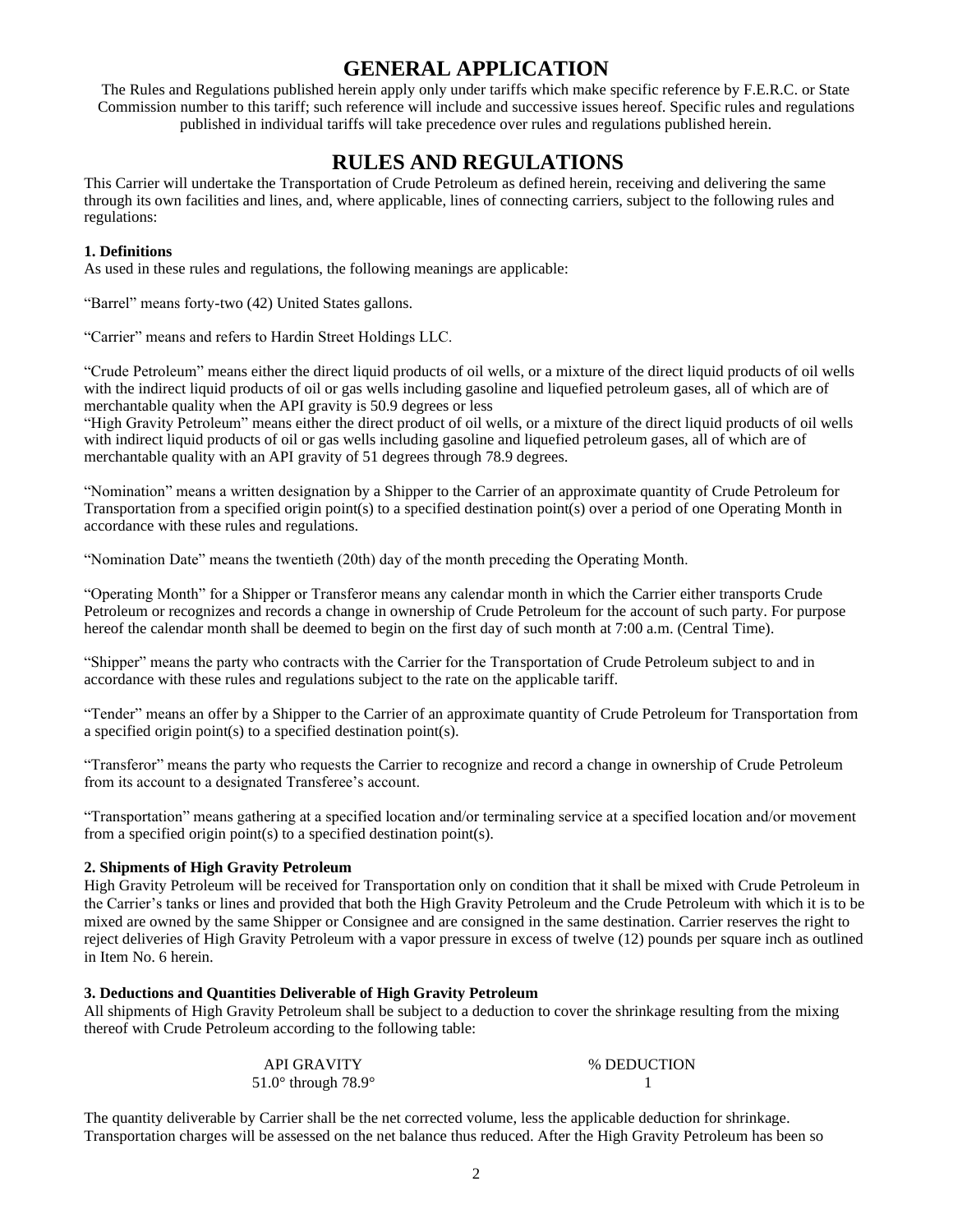# GENERAL APPLICATION

The Rules and Regulations published herein apply only under tariffs which make specific reference by F.E.R.C. or State Commission number to this tariff; such reference will include and successive issues hereof. Specific rules and regulations published in individual tariffs will take precedence over rules and regulations published herein.

# RULES AND REGULATIONS

This Carrier will undertake the Transportation of Crude Petroleum as defined herein, receiving and delivering the same through its own facilities and lines, and, where applicable, lines of connecting carriers, subject to the following rules and regulations:

### 1. Definitions

As used in these rules and regulations, the following meanings are applicable:

"Barrel" means forty-two (42) United States gallons.

"Carrier" means and refers to Hardin Street Holdings LLC.

"Crude Petroleum" means either the direct liquid products of oil wells, or a mixture of the direct liquid products of oil wells with the indirect liquid products of oil or gas wells including gasoline and liquefied petroleum gases, all of which are of merchantable quality when the API gravity is 50.9 degrees or less

"High Gravity Petroleum" means either the direct product of oil wells, or a mixture of the direct liquid products of oil wells with indirect liquid products of oil or gas wells including gasoline and liquefied petroleum gases, all of which are of merchantable quality with an API gravity of 51 degrees through 78.9 degrees.

"Nomination" means a written designation by a Shipper to the Carrier of an approximate quantity of Crude Petroleum for Transportation from a specified origin point(s) to a specified destination point(s) over a period of one Operating Month in accordance with these rules and regulations.

"Nomination Date" means the twentieth (20th) day of the month preceding the Operating Month.

"Operating Month" for a Shipper or Transferor means any calendar month in which the Carrier either transports Crude Petroleum or recognizes and records a change in ownership of Crude Petroleum for the account of such party. For purpose hereof the calendar month shall be deemed to begin on the first day of such month at 7:00 a.m. (Central Time).

"Shipper" means the party who contracts with the Carrier for the Transportation of Crude Petroleum subject to and in accordance with these rules and regulations subject to the rate on the applicable tariff.

"Tender" means an offer by a Shipper to the Carrier of an approximate quantity of Crude Petroleum for Transportation from a specified origin point(s) to a specified destination point(s).

"Transferor" means the party who requests the Carrier to recognize and record a change in ownership of Crude Petroleum from its account to a designated Transferee's account.

"Transportation" means gathering at a specified location and/or terminaling service at a specified location and/or movement from a specified origin point(s) to a specified destination point(s).

### 2. Shipments of High Gravity Petroleum

High Gravity Petroleum will be received for Transportation only on condition that it shall be mixed with Crude Petroleum in the Carrier's tanks or lines and provided that both the High Gravity Petroleum and the Crude Petroleum with which it is to be mixed are owned by the same Shipper or Consignee and are consigned in the same destination. Carrier reserves the right to reject deliveries of High Gravity Petroleum with a vapor pressure in excess of twelve (12) pounds per square inch as outlined in Item No. 6 herein.

### 3. Deductions and Quantities Deliverable of High Gravity Petroleum

All shipments of High Gravity Petroleum shall be subject to a deduction to cover the shrinkage resulting from the mixing thereof with Crude Petroleum according to the following table:

| API GRAVITY | % DEDUCTION |
|---|---|
| 51.0° through 78.9° | 1 |

The quantity deliverable by Carrier shall be the net corrected volume, less the applicable deduction for shrinkage. Transportation charges will be assessed on the net balance thus reduced. After the High Gravity Petroleum has been so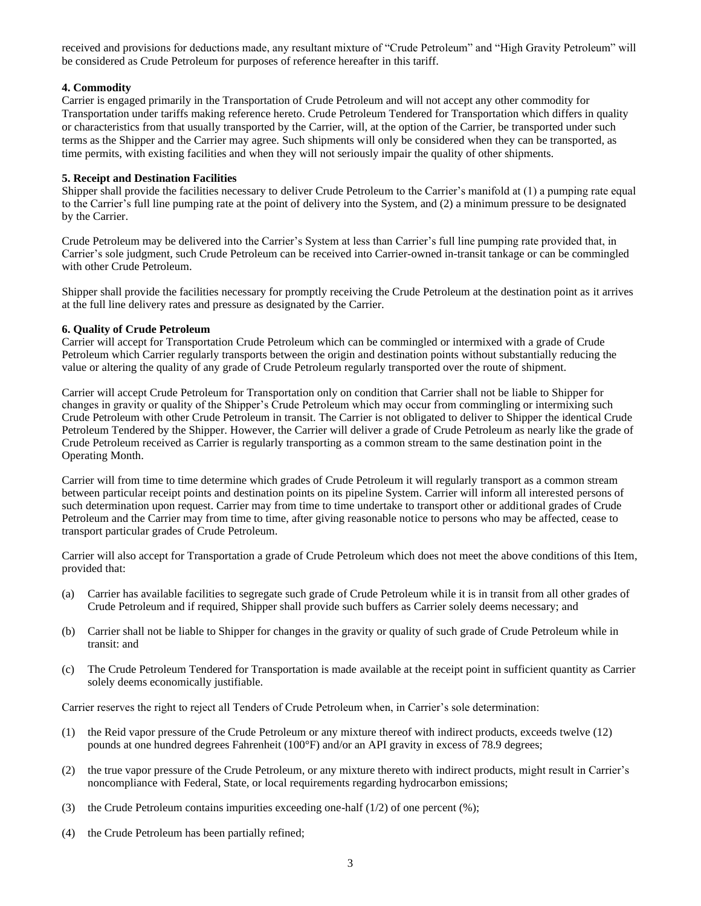received and provisions for deductions made, any resultant mixture of "Crude Petroleum" and "High Gravity Petroleum" will be considered as Crude Petroleum for purposes of reference hereafter in this tariff.

**4. Commodity**

Carrier is engaged primarily in the Transportation of Crude Petroleum and will not accept any other commodity for Transportation under tariffs making reference hereto. Crude Petroleum Tendered for Transportation which differs in quality or characteristics from that usually transported by the Carrier, will, at the option of the Carrier, be transported under such terms as the Shipper and the Carrier may agree. Such shipments will only be considered when they can be transported, as time permits, with existing facilities and when they will not seriously impair the quality of other shipments.

**5. Receipt and Destination Facilities**

Shipper shall provide the facilities necessary to deliver Crude Petroleum to the Carrier's manifold at (1) a pumping rate equal to the Carrier's full line pumping rate at the point of delivery into the System, and (2) a minimum pressure to be designated by the Carrier.

Crude Petroleum may be delivered into the Carrier's System at less than Carrier's full line pumping rate provided that, in Carrier's sole judgment, such Crude Petroleum can be received into Carrier-owned in-transit tankage or can be commingled with other Crude Petroleum.

Shipper shall provide the facilities necessary for promptly receiving the Crude Petroleum at the destination point as it arrives at the full line delivery rates and pressure as designated by the Carrier.

**6. Quality of Crude Petroleum**

Carrier will accept for Transportation Crude Petroleum which can be commingled or intermixed with a grade of Crude Petroleum which Carrier regularly transports between the origin and destination points without substantially reducing the value or altering the quality of any grade of Crude Petroleum regularly transported over the route of shipment.

Carrier will accept Crude Petroleum for Transportation only on condition that Carrier shall not be liable to Shipper for changes in gravity or quality of the Shipper's Crude Petroleum which may occur from commingling or intermixing such Crude Petroleum with other Crude Petroleum in transit. The Carrier is not obligated to deliver to Shipper the identical Crude Petroleum Tendered by the Shipper. However, the Carrier will deliver a grade of Crude Petroleum as nearly like the grade of Crude Petroleum received as Carrier is regularly transporting as a common stream to the same destination point in the Operating Month.

Carrier will from time to time determine which grades of Crude Petroleum it will regularly transport as a common stream between particular receipt points and destination points on its pipeline System. Carrier will inform all interested persons of such determination upon request. Carrier may from time to time undertake to transport other or additional grades of Crude Petroleum and the Carrier may from time to time, after giving reasonable notice to persons who may be affected, cease to transport particular grades of Crude Petroleum.

Carrier will also accept for Transportation a grade of Crude Petroleum which does not meet the above conditions of this Item, provided that:

(a) Carrier has available facilities to segregate such grade of Crude Petroleum while it is in transit from all other grades of Crude Petroleum and if required, Shipper shall provide such buffers as Carrier solely deems necessary; and

(b) Carrier shall not be liable to Shipper for changes in the gravity or quality of such grade of Crude Petroleum while in transit: and

(c) The Crude Petroleum Tendered for Transportation is made available at the receipt point in sufficient quantity as Carrier solely deems economically justifiable.

Carrier reserves the right to reject all Tenders of Crude Petroleum when, in Carrier's sole determination:

(1) the Reid vapor pressure of the Crude Petroleum or any mixture thereof with indirect products, exceeds twelve (12) pounds at one hundred degrees Fahrenheit (100°F) and/or an API gravity in excess of 78.9 degrees;

(2) the true vapor pressure of the Crude Petroleum, or any mixture thereto with indirect products, might result in Carrier's noncompliance with Federal, State, or local requirements regarding hydrocarbon emissions;

(3) the Crude Petroleum contains impurities exceeding one-half (1/2) of one percent (%);

(4) the Crude Petroleum has been partially refined;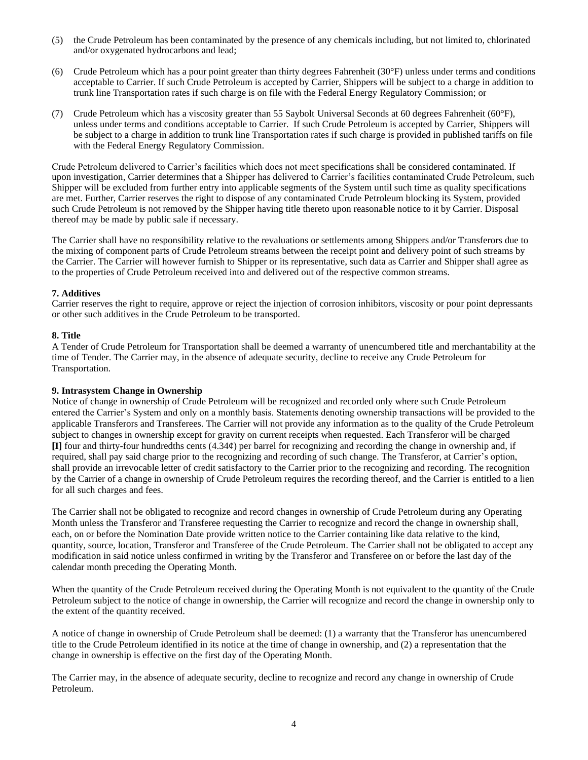(5) the Crude Petroleum has been contaminated by the presence of any chemicals including, but not limited to, chlorinated and/or oxygenated hydrocarbons and lead;

(6) Crude Petroleum which has a pour point greater than thirty degrees Fahrenheit (30°F) unless under terms and conditions acceptable to Carrier. If such Crude Petroleum is accepted by Carrier, Shippers will be subject to a charge in addition to trunk line Transportation rates if such charge is on file with the Federal Energy Regulatory Commission; or

(7) Crude Petroleum which has a viscosity greater than 55 Saybolt Universal Seconds at 60 degrees Fahrenheit (60°F), unless under terms and conditions acceptable to Carrier. If such Crude Petroleum is accepted by Carrier, Shippers will be subject to a charge in addition to trunk line Transportation rates if such charge is provided in published tariffs on file with the Federal Energy Regulatory Commission.

Crude Petroleum delivered to Carrier's facilities which does not meet specifications shall be considered contaminated. If upon investigation, Carrier determines that a Shipper has delivered to Carrier's facilities contaminated Crude Petroleum, such Shipper will be excluded from further entry into applicable segments of the System until such time as quality specifications are met. Further, Carrier reserves the right to dispose of any contaminated Crude Petroleum blocking its System, provided such Crude Petroleum is not removed by the Shipper having title thereto upon reasonable notice to it by Carrier. Disposal thereof may be made by public sale if necessary.

The Carrier shall have no responsibility relative to the revaluations or settlements among Shippers and/or Transferors due to the mixing of component parts of Crude Petroleum streams between the receipt point and delivery point of such streams by the Carrier. The Carrier will however furnish to Shipper or its representative, such data as Carrier and Shipper shall agree as to the properties of Crude Petroleum received into and delivered out of the respective common streams.

**7. Additives**

Carrier reserves the right to require, approve or reject the injection of corrosion inhibitors, viscosity or pour point depressants or other such additives in the Crude Petroleum to be transported.

**8. Title**

A Tender of Crude Petroleum for Transportation shall be deemed a warranty of unencumbered title and merchantability at the time of Tender. The Carrier may, in the absence of adequate security, decline to receive any Crude Petroleum for Transportation.

**9. Intrasystem Change in Ownership**

Notice of change in ownership of Crude Petroleum will be recognized and recorded only where such Crude Petroleum entered the Carrier's System and only on a monthly basis. Statements denoting ownership transactions will be provided to the applicable Transferors and Transferees. The Carrier will not provide any information as to the quality of the Crude Petroleum subject to changes in ownership except for gravity on current receipts when requested. Each Transferor will be charged **[I]** four and thirty-four hundredths cents (4.34¢) per barrel for recognizing and recording the change in ownership and, if required, shall pay said charge prior to the recognizing and recording of such change. The Transferor, at Carrier's option, shall provide an irrevocable letter of credit satisfactory to the Carrier prior to the recognizing and recording. The recognition by the Carrier of a change in ownership of Crude Petroleum requires the recording thereof, and the Carrier is entitled to a lien for all such charges and fees.

The Carrier shall not be obligated to recognize and record changes in ownership of Crude Petroleum during any Operating Month unless the Transferor and Transferee requesting the Carrier to recognize and record the change in ownership shall, each, on or before the Nomination Date provide written notice to the Carrier containing like data relative to the kind, quantity, source, location, Transferor and Transferee of the Crude Petroleum. The Carrier shall not be obligated to accept any modification in said notice unless confirmed in writing by the Transferor and Transferee on or before the last day of the calendar month preceding the Operating Month.

When the quantity of the Crude Petroleum received during the Operating Month is not equivalent to the quantity of the Crude Petroleum subject to the notice of change in ownership, the Carrier will recognize and record the change in ownership only to the extent of the quantity received.

A notice of change in ownership of Crude Petroleum shall be deemed: (1) a warranty that the Transferor has unencumbered title to the Crude Petroleum identified in its notice at the time of change in ownership, and (2) a representation that the change in ownership is effective on the first day of the Operating Month.

The Carrier may, in the absence of adequate security, decline to recognize and record any change in ownership of Crude Petroleum.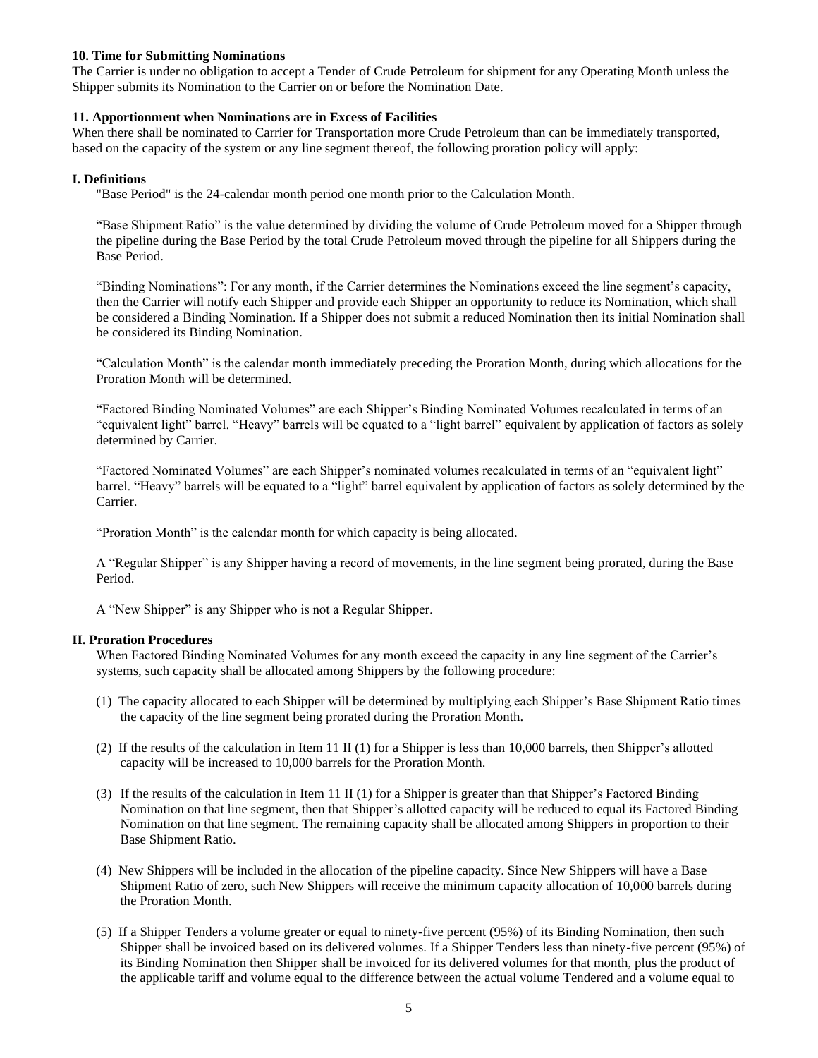**10. Time for Submitting Nominations**

The Carrier is under no obligation to accept a Tender of Crude Petroleum for shipment for any Operating Month unless the Shipper submits its Nomination to the Carrier on or before the Nomination Date.

**11. Apportionment when Nominations are in Excess of Facilities**

When there shall be nominated to Carrier for Transportation more Crude Petroleum than can be immediately transported, based on the capacity of the system or any line segment thereof, the following proration policy will apply:

**I. Definitions**

"Base Period" is the 24-calendar month period one month prior to the Calculation Month.

"Base Shipment Ratio" is the value determined by dividing the volume of Crude Petroleum moved for a Shipper through the pipeline during the Base Period by the total Crude Petroleum moved through the pipeline for all Shippers during the Base Period.

"Binding Nominations": For any month, if the Carrier determines the Nominations exceed the line segment's capacity, then the Carrier will notify each Shipper and provide each Shipper an opportunity to reduce its Nomination, which shall be considered a Binding Nomination. If a Shipper does not submit a reduced Nomination then its initial Nomination shall be considered its Binding Nomination.

"Calculation Month" is the calendar month immediately preceding the Proration Month, during which allocations for the Proration Month will be determined.

"Factored Binding Nominated Volumes" are each Shipper's Binding Nominated Volumes recalculated in terms of an "equivalent light" barrel. "Heavy" barrels will be equated to a "light barrel" equivalent by application of factors as solely determined by Carrier.

"Factored Nominated Volumes" are each Shipper's nominated volumes recalculated in terms of an "equivalent light" barrel. "Heavy" barrels will be equated to a "light" barrel equivalent by application of factors as solely determined by the Carrier.

"Proration Month" is the calendar month for which capacity is being allocated.

A "Regular Shipper" is any Shipper having a record of movements, in the line segment being prorated, during the Base Period.

A "New Shipper" is any Shipper who is not a Regular Shipper.

**II. Proration Procedures**

When Factored Binding Nominated Volumes for any month exceed the capacity in any line segment of the Carrier's systems, such capacity shall be allocated among Shippers by the following procedure:

(1) The capacity allocated to each Shipper will be determined by multiplying each Shipper's Base Shipment Ratio times the capacity of the line segment being prorated during the Proration Month.

(2) If the results of the calculation in Item 11 II (1) for a Shipper is less than 10,000 barrels, then Shipper's allotted capacity will be increased to 10,000 barrels for the Proration Month.

(3) If the results of the calculation in Item 11 II (1) for a Shipper is greater than that Shipper's Factored Binding Nomination on that line segment, then that Shipper's allotted capacity will be reduced to equal its Factored Binding Nomination on that line segment. The remaining capacity shall be allocated among Shippers in proportion to their Base Shipment Ratio.

(4) New Shippers will be included in the allocation of the pipeline capacity. Since New Shippers will have a Base Shipment Ratio of zero, such New Shippers will receive the minimum capacity allocation of 10,000 barrels during the Proration Month.

(5) If a Shipper Tenders a volume greater or equal to ninety-five percent (95%) of its Binding Nomination, then such Shipper shall be invoiced based on its delivered volumes. If a Shipper Tenders less than ninety-five percent (95%) of its Binding Nomination then Shipper shall be invoiced for its delivered volumes for that month, plus the product of the applicable tariff and volume equal to the difference between the actual volume Tendered and a volume equal to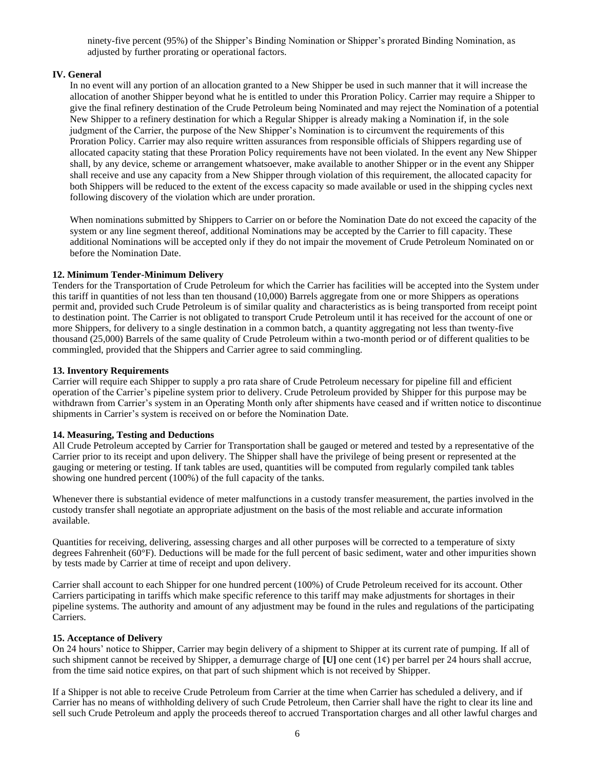ninety-five percent (95%) of the Shipper's Binding Nomination or Shipper's prorated Binding Nomination, as adjusted by further prorating or operational factors.

**IV. General**

In no event will any portion of an allocation granted to a New Shipper be used in such manner that it will increase the allocation of another Shipper beyond what he is entitled to under this Proration Policy. Carrier may require a Shipper to give the final refinery destination of the Crude Petroleum being Nominated and may reject the Nomination of a potential New Shipper to a refinery destination for which a Regular Shipper is already making a Nomination if, in the sole judgment of the Carrier, the purpose of the New Shipper's Nomination is to circumvent the requirements of this Proration Policy. Carrier may also require written assurances from responsible officials of Shippers regarding use of allocated capacity stating that these Proration Policy requirements have not been violated. In the event any New Shipper shall, by any device, scheme or arrangement whatsoever, make available to another Shipper or in the event any Shipper shall receive and use any capacity from a New Shipper through violation of this requirement, the allocated capacity for both Shippers will be reduced to the extent of the excess capacity so made available or used in the shipping cycles next following discovery of the violation which are under proration.

When nominations submitted by Shippers to Carrier on or before the Nomination Date do not exceed the capacity of the system or any line segment thereof, additional Nominations may be accepted by the Carrier to fill capacity. These additional Nominations will be accepted only if they do not impair the movement of Crude Petroleum Nominated on or before the Nomination Date.

**12. Minimum Tender-Minimum Delivery**

Tenders for the Transportation of Crude Petroleum for which the Carrier has facilities will be accepted into the System under this tariff in quantities of not less than ten thousand (10,000) Barrels aggregate from one or more Shippers as operations permit and, provided such Crude Petroleum is of similar quality and characteristics as is being transported from receipt point to destination point. The Carrier is not obligated to transport Crude Petroleum until it has received for the account of one or more Shippers, for delivery to a single destination in a common batch, a quantity aggregating not less than twenty-five thousand (25,000) Barrels of the same quality of Crude Petroleum within a two-month period or of different qualities to be commingled, provided that the Shippers and Carrier agree to said commingling.

**13. Inventory Requirements**

Carrier will require each Shipper to supply a pro rata share of Crude Petroleum necessary for pipeline fill and efficient operation of the Carrier's pipeline system prior to delivery. Crude Petroleum provided by Shipper for this purpose may be withdrawn from Carrier's system in an Operating Month only after shipments have ceased and if written notice to discontinue shipments in Carrier's system is received on or before the Nomination Date.

**14. Measuring, Testing and Deductions**

All Crude Petroleum accepted by Carrier for Transportation shall be gauged or metered and tested by a representative of the Carrier prior to its receipt and upon delivery. The Shipper shall have the privilege of being present or represented at the gauging or metering or testing. If tank tables are used, quantities will be computed from regularly compiled tank tables showing one hundred percent (100%) of the full capacity of the tanks.

Whenever there is substantial evidence of meter malfunctions in a custody transfer measurement, the parties involved in the custody transfer shall negotiate an appropriate adjustment on the basis of the most reliable and accurate information available.

Quantities for receiving, delivering, assessing charges and all other purposes will be corrected to a temperature of sixty degrees Fahrenheit (60°F). Deductions will be made for the full percent of basic sediment, water and other impurities shown by tests made by Carrier at time of receipt and upon delivery.

Carrier shall account to each Shipper for one hundred percent (100%) of Crude Petroleum received for its account. Other Carriers participating in tariffs which make specific reference to this tariff may make adjustments for shortages in their pipeline systems. The authority and amount of any adjustment may be found in the rules and regulations of the participating Carriers.

**15. Acceptance of Delivery**

On 24 hours' notice to Shipper, Carrier may begin delivery of a shipment to Shipper at its current rate of pumping. If all of such shipment cannot be received by Shipper, a demurrage charge of **[U]** one cent (1¢) per barrel per 24 hours shall accrue, from the time said notice expires, on that part of such shipment which is not received by Shipper.

If a Shipper is not able to receive Crude Petroleum from Carrier at the time when Carrier has scheduled a delivery, and if Carrier has no means of withholding delivery of such Crude Petroleum, then Carrier shall have the right to clear its line and sell such Crude Petroleum and apply the proceeds thereof to accrued Transportation charges and all other lawful charges and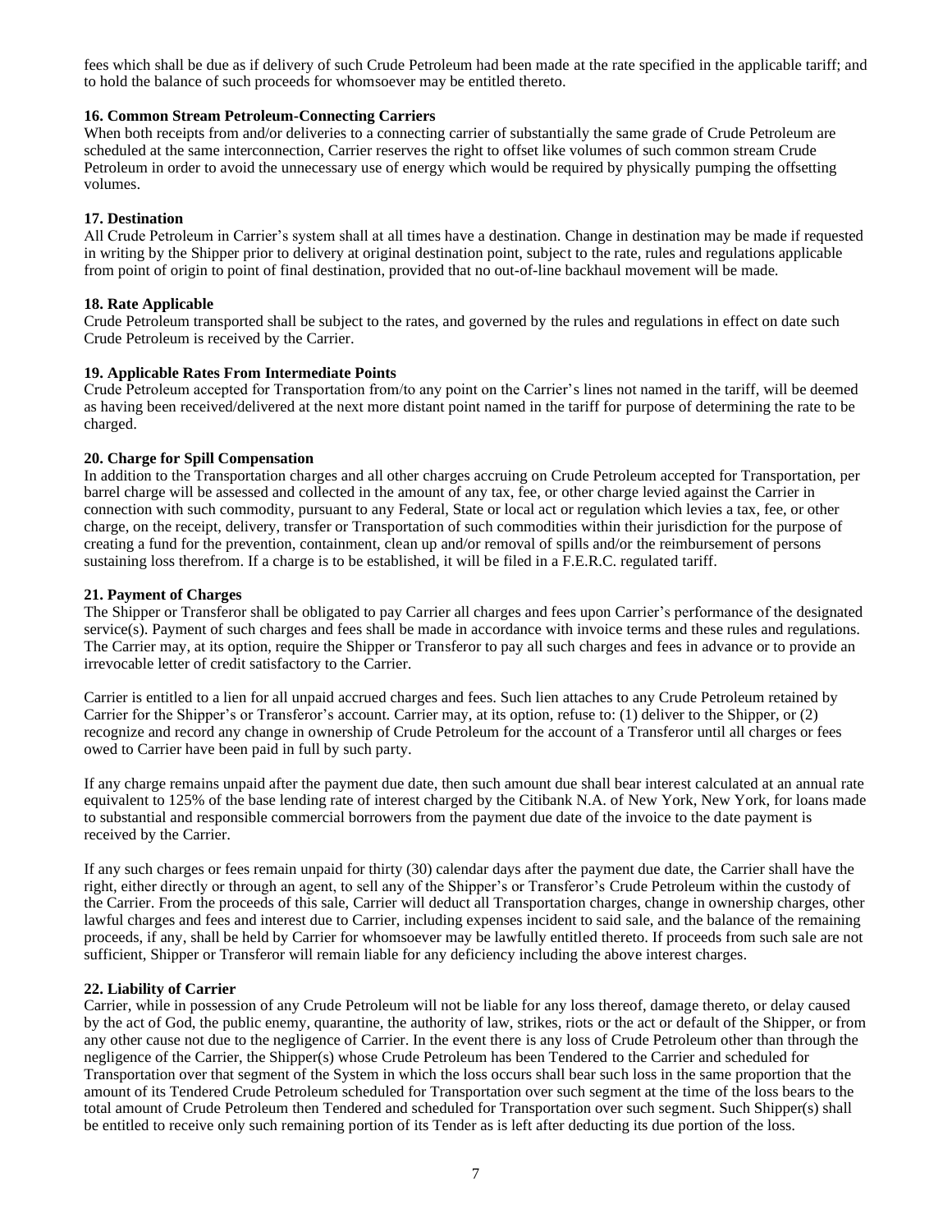fees which shall be due as if delivery of such Crude Petroleum had been made at the rate specified in the applicable tariff; and to hold the balance of such proceeds for whomsoever may be entitled thereto.

**16. Common Stream Petroleum-Connecting Carriers**

When both receipts from and/or deliveries to a connecting carrier of substantially the same grade of Crude Petroleum are scheduled at the same interconnection, Carrier reserves the right to offset like volumes of such common stream Crude Petroleum in order to avoid the unnecessary use of energy which would be required by physically pumping the offsetting volumes.

**17. Destination**

All Crude Petroleum in Carrier's system shall at all times have a destination. Change in destination may be made if requested in writing by the Shipper prior to delivery at original destination point, subject to the rate, rules and regulations applicable from point of origin to point of final destination, provided that no out-of-line backhaul movement will be made.

**18. Rate Applicable**

Crude Petroleum transported shall be subject to the rates, and governed by the rules and regulations in effect on date such Crude Petroleum is received by the Carrier.

**19. Applicable Rates From Intermediate Points**

Crude Petroleum accepted for Transportation from/to any point on the Carrier's lines not named in the tariff, will be deemed as having been received/delivered at the next more distant point named in the tariff for purpose of determining the rate to be charged.

**20. Charge for Spill Compensation**

In addition to the Transportation charges and all other charges accruing on Crude Petroleum accepted for Transportation, per barrel charge will be assessed and collected in the amount of any tax, fee, or other charge levied against the Carrier in connection with such commodity, pursuant to any Federal, State or local act or regulation which levies a tax, fee, or other charge, on the receipt, delivery, transfer or Transportation of such commodities within their jurisdiction for the purpose of creating a fund for the prevention, containment, clean up and/or removal of spills and/or the reimbursement of persons sustaining loss therefrom. If a charge is to be established, it will be filed in a F.E.R.C. regulated tariff.

**21. Payment of Charges**

The Shipper or Transferor shall be obligated to pay Carrier all charges and fees upon Carrier's performance of the designated service(s). Payment of such charges and fees shall be made in accordance with invoice terms and these rules and regulations. The Carrier may, at its option, require the Shipper or Transferor to pay all such charges and fees in advance or to provide an irrevocable letter of credit satisfactory to the Carrier.

Carrier is entitled to a lien for all unpaid accrued charges and fees. Such lien attaches to any Crude Petroleum retained by Carrier for the Shipper's or Transferor's account. Carrier may, at its option, refuse to: (1) deliver to the Shipper, or (2) recognize and record any change in ownership of Crude Petroleum for the account of a Transferor until all charges or fees owed to Carrier have been paid in full by such party.

If any charge remains unpaid after the payment due date, then such amount due shall bear interest calculated at an annual rate equivalent to 125% of the base lending rate of interest charged by the Citibank N.A. of New York, New York, for loans made to substantial and responsible commercial borrowers from the payment due date of the invoice to the date payment is received by the Carrier.

If any such charges or fees remain unpaid for thirty (30) calendar days after the payment due date, the Carrier shall have the right, either directly or through an agent, to sell any of the Shipper's or Transferor's Crude Petroleum within the custody of the Carrier. From the proceeds of this sale, Carrier will deduct all Transportation charges, change in ownership charges, other lawful charges and fees and interest due to Carrier, including expenses incident to said sale, and the balance of the remaining proceeds, if any, shall be held by Carrier for whomsoever may be lawfully entitled thereto. If proceeds from such sale are not sufficient, Shipper or Transferor will remain liable for any deficiency including the above interest charges.

**22. Liability of Carrier**

Carrier, while in possession of any Crude Petroleum will not be liable for any loss thereof, damage thereto, or delay caused by the act of God, the public enemy, quarantine, the authority of law, strikes, riots or the act or default of the Shipper, or from any other cause not due to the negligence of Carrier. In the event there is any loss of Crude Petroleum other than through the negligence of the Carrier, the Shipper(s) whose Crude Petroleum has been Tendered to the Carrier and scheduled for Transportation over that segment of the System in which the loss occurs shall bear such loss in the same proportion that the amount of its Tendered Crude Petroleum scheduled for Transportation over such segment at the time of the loss bears to the total amount of Crude Petroleum then Tendered and scheduled for Transportation over such segment. Such Shipper(s) shall be entitled to receive only such remaining portion of its Tender as is left after deducting its due portion of the loss.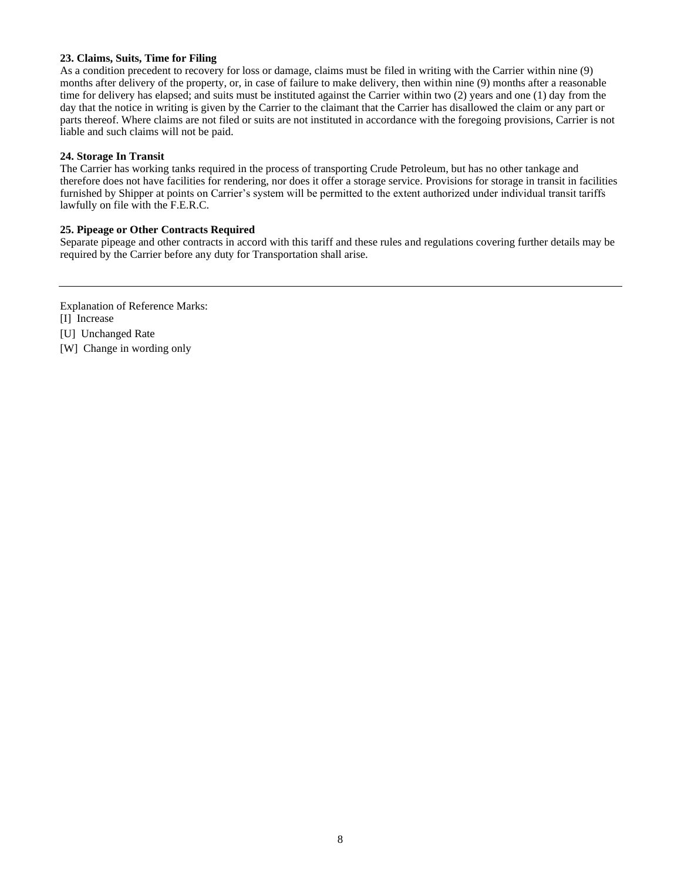**23. Claims, Suits, Time for Filing**

As a condition precedent to recovery for loss or damage, claims must be filed in writing with the Carrier within nine (9) months after delivery of the property, or, in case of failure to make delivery, then within nine (9) months after a reasonable time for delivery has elapsed; and suits must be instituted against the Carrier within two (2) years and one (1) day from the day that the notice in writing is given by the Carrier to the claimant that the Carrier has disallowed the claim or any part or parts thereof. Where claims are not filed or suits are not instituted in accordance with the foregoing provisions, Carrier is not liable and such claims will not be paid.

**24. Storage In Transit**

The Carrier has working tanks required in the process of transporting Crude Petroleum, but has no other tankage and therefore does not have facilities for rendering, nor does it offer a storage service. Provisions for storage in transit in facilities furnished by Shipper at points on Carrier's system will be permitted to the extent authorized under individual transit tariffs lawfully on file with the F.E.R.C.

**25. Pipeage or Other Contracts Required**

Separate pipeage and other contracts in accord with this tariff and these rules and regulations covering further details may be required by the Carrier before any duty for Transportation shall arise.

---

Explanation of Reference Marks:

[I] Increase

[U] Unchanged Rate

[W] Change in wording only